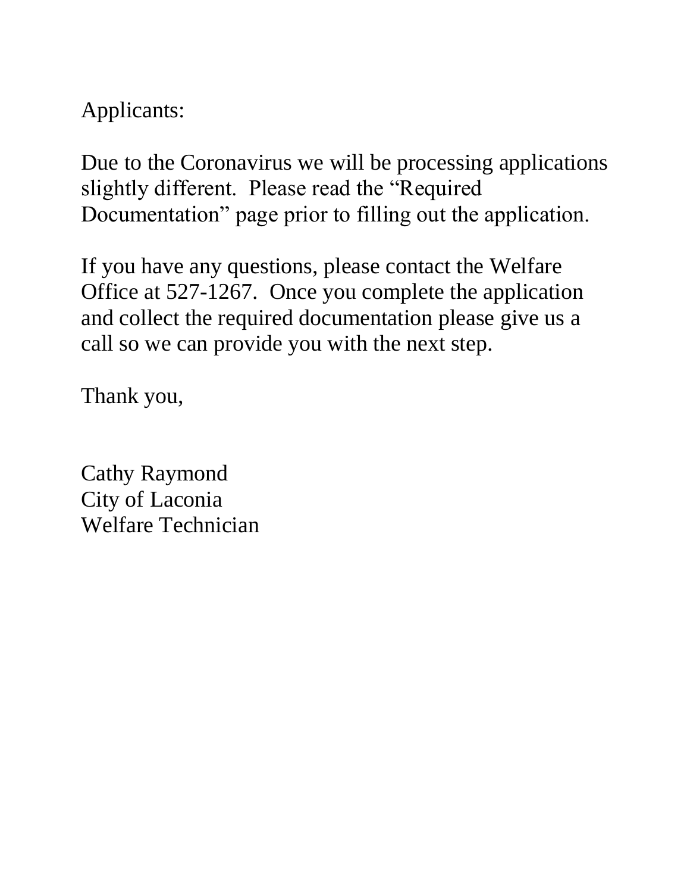Applicants:

Due to the Coronavirus we will be processing applications slightly different. Please read the "Required Documentation" page prior to filling out the application.

If you have any questions, please contact the Welfare Office at 527-1267. Once you complete the application and collect the required documentation please give us a call so we can provide you with the next step.

Thank you,

Cathy Raymond
City of Laconia
Welfare Technician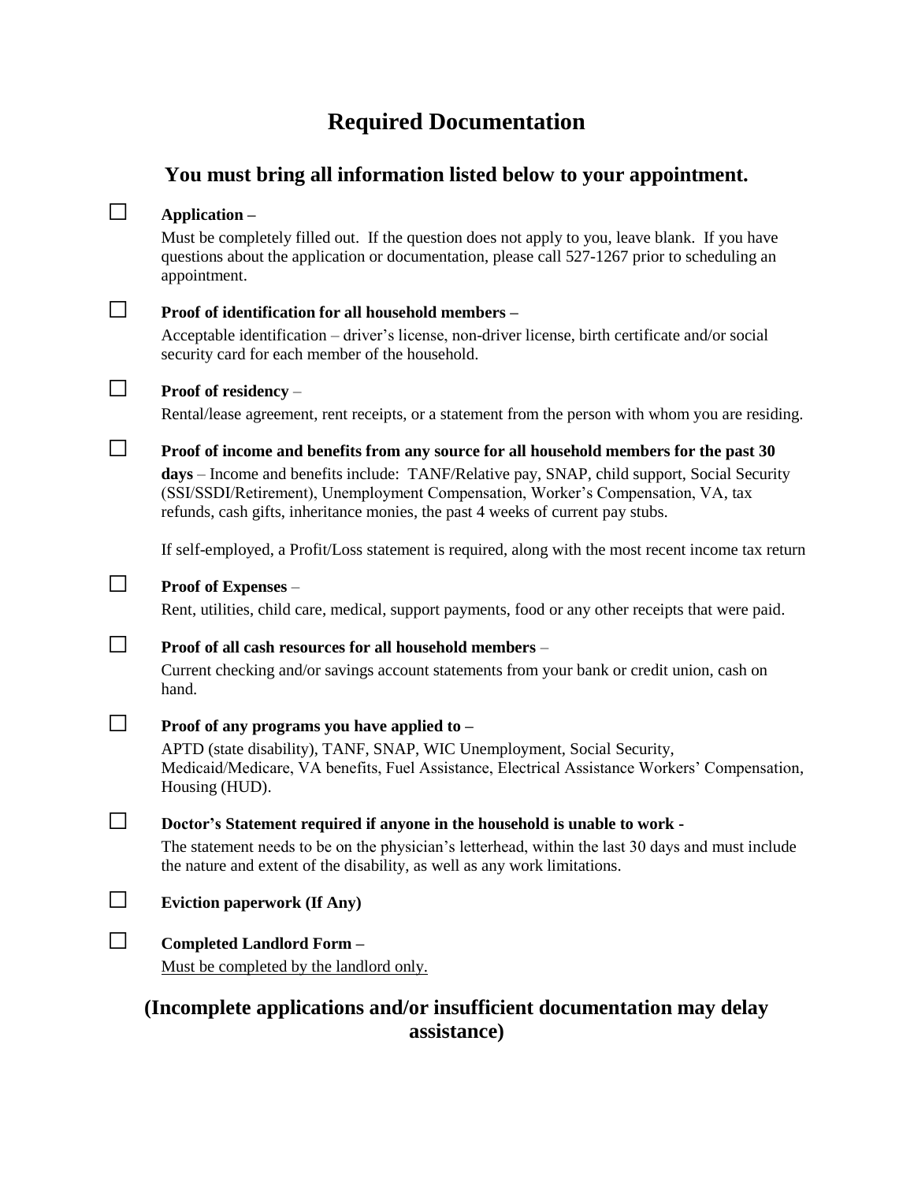# Required Documentation

## You must bring all information listed below to your appointment.

- ☐ **Application –**

  Must be completely filled out. If the question does not apply to you, leave blank. If you have questions about the application or documentation, please call 527-1267 prior to scheduling an appointment.

- ☐ **Proof of identification for all household members –**

  Acceptable identification – driver's license, non-driver license, birth certificate and/or social security card for each member of the household.

- ☐ **Proof of residency** –

  Rental/lease agreement, rent receipts, or a statement from the person with whom you are residing.

- ☐ **Proof of income and benefits from any source for all household members for the past 30 days** – Income and benefits include: TANF/Relative pay, SNAP, child support, Social Security (SSI/SSDI/Retirement), Unemployment Compensation, Worker's Compensation, VA, tax refunds, cash gifts, inheritance monies, the past 4 weeks of current pay stubs.

  If self-employed, a Profit/Loss statement is required, along with the most recent income tax return

- ☐ **Proof of Expenses** –

  Rent, utilities, child care, medical, support payments, food or any other receipts that were paid.

- ☐ **Proof of all cash resources for all household members** –

  Current checking and/or savings account statements from your bank or credit union, cash on hand.

- ☐ **Proof of any programs you have applied to –**

  APTD (state disability), TANF, SNAP, WIC Unemployment, Social Security, Medicaid/Medicare, VA benefits, Fuel Assistance, Electrical Assistance Workers' Compensation, Housing (HUD).

- ☐ **Doctor's Statement required if anyone in the household is unable to work -**

  The statement needs to be on the physician's letterhead, within the last 30 days and must include the nature and extent of the disability, as well as any work limitations.

- ☐ **Eviction paperwork (If Any)**

- ☐ **Completed Landlord Form –**

  <u>Must be completed by the landlord only.</u>

## (Incomplete applications and/or insufficient documentation may delay assistance)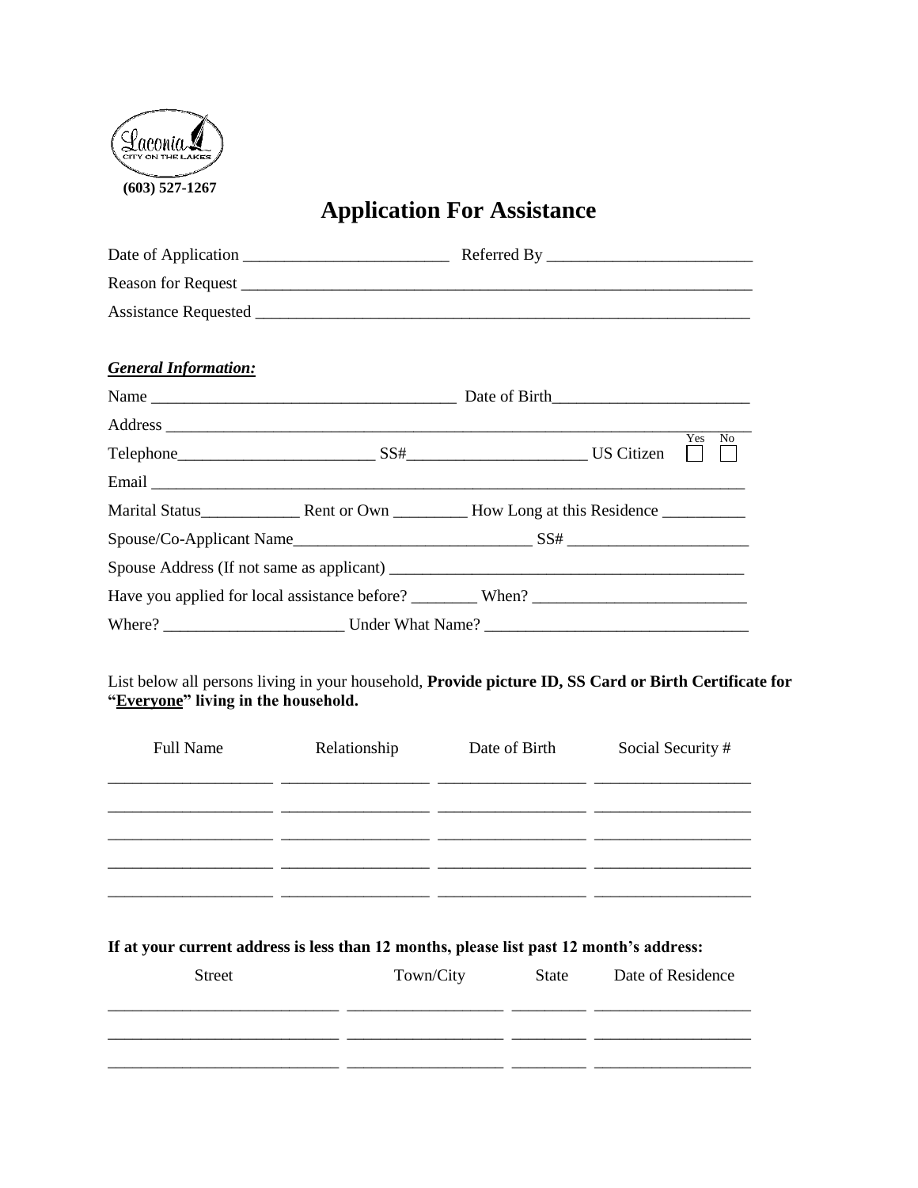Laconia
CITY ON THE LAKES

**(603) 527-1267**

# Application For Assistance

Date of Application _________________________ Referred By _________________________

Reason for Request _______________________________________________________________

Assistance Requested _____________________________________________________________

***General Information:***

Name ____________________________________ Date of Birth________________________

Address ___________________________________________________________________________

Telephone_______________________ SS#_____________________ US Citizen Yes ☐ No ☐

Email ____________________________________________________________________________

Marital Status____________ Rent or Own _________ How Long at this Residence __________

Spouse/Co-Applicant Name_____________________________ SS# ______________________

Spouse Address (If not same as applicant) ___________________________________________

Have you applied for local assistance before? ________ When? __________________________

Where? ______________________ Under What Name? ________________________________

List below all persons living in your household, **Provide picture ID, SS Card or Birth Certificate for "Everyone" living in the household.**

| Full Name | Relationship | Date of Birth | Social Security # |
|---|---|---|---|
| | | | |
| | | | |
| | | | |
| | | | |
| | | | |

**If at your current address is less than 12 months, please list past 12 month's address:**

| Street | Town/City | State | Date of Residence |
|---|---|---|---|
| | | | |
| | | | |
| | | | |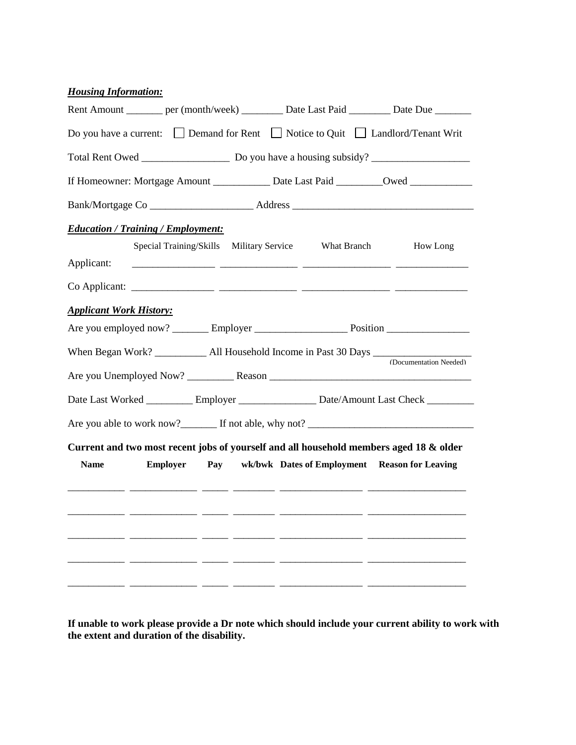***Housing Information:***

Rent Amount _______ per (month/week) ________ Date Last Paid ________ Date Due _______

Do you have a current: ☐ Demand for Rent ☐ Notice to Quit ☐ Landlord/Tenant Writ

Total Rent Owed _________________ Do you have a housing subsidy? ___________________

If Homeowner: Mortgage Amount ___________ Date Last Paid _________Owed ____________

Bank/Mortgage Co ____________________ Address ___________________________________

***Education / Training / Employment:***

| | Special Training/Skills | Military Service | What Branch | How Long |
|---|---|---|---|---|
| Applicant: | ________________ | _______________ | _________________ | ______________ |
| Co Applicant: | ________________ | _______________ | _________________ | ______________ |

***Applicant Work History:***

Are you employed now? _______ Employer __________________ Position ________________

When Began Work? __________ All Household Income in Past 30 Days ___________________ (Documentation Needed)

Are you Unemployed Now? _________ Reason ______________________________________

Date Last Worked _________ Employer _______________ Date/Amount Last Check _________

Are you able to work now?_______ If not able, why not? ________________________________

**Current and two most recent jobs of yourself and all household members aged 18 & older**

| Name | Employer | Pay | wk/bwk | Dates of Employment | Reason for Leaving |
|---|---|---|---|---|---|
| | | | | | |
| | | | | | |
| | | | | | |
| | | | | | |
| | | | | | |

**If unable to work please provide a Dr note which should include your current ability to work with the extent and duration of the disability.**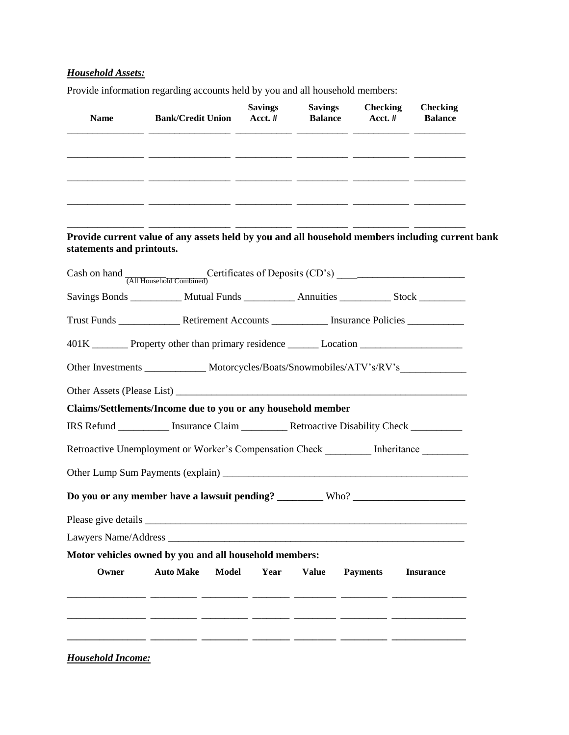***Household Assets:***

Provide information regarding accounts held by you and all household members:

| Name | Bank/Credit Union | Savings Acct. # | Savings Balance | Checking Acct. # | Checking Balance |
|---|---|---|---|---|---|
| | | | | | |
| | | | | | |
| | | | | | |
| | | | | | |
| | | | | | |

**Provide current value of any assets held by you and all household members including current bank statements and printouts.**

Cash on hand ________________ (All Household Combined) Certificates of Deposits (CD's) _________________________

Savings Bonds __________ Mutual Funds __________ Annuities __________ Stock _________

Trust Funds ____________ Retirement Accounts ___________ Insurance Policies ___________

401K _______ Property other than primary residence ______ Location ___________________

Other Investments ____________ Motorcycles/Boats/Snowmobiles/ATV's/RV's_____________

Other Assets (Please List) __________________________________________________________

**Claims/Settlements/Income due to you or any household member**

IRS Refund __________ Insurance Claim _________ Retroactive Disability Check __________

Retroactive Unemployment or Worker's Compensation Check _________ Inheritance _________

Other Lump Sum Payments (explain) ______________________________________________

**Do you or any member have a lawsuit pending? _________** Who? **______________________**

Please give details _______________________________________________________________

Lawyers Name/Address ___________________________________________________________

**Motor vehicles owned by you and all household members:**

| Owner | Auto Make | Model | Year | Value | Payments | Insurance |
|---|---|---|---|---|---|---|
| | | | | | | |
| | | | | | | |
| | | | | | | |

***Household Income:***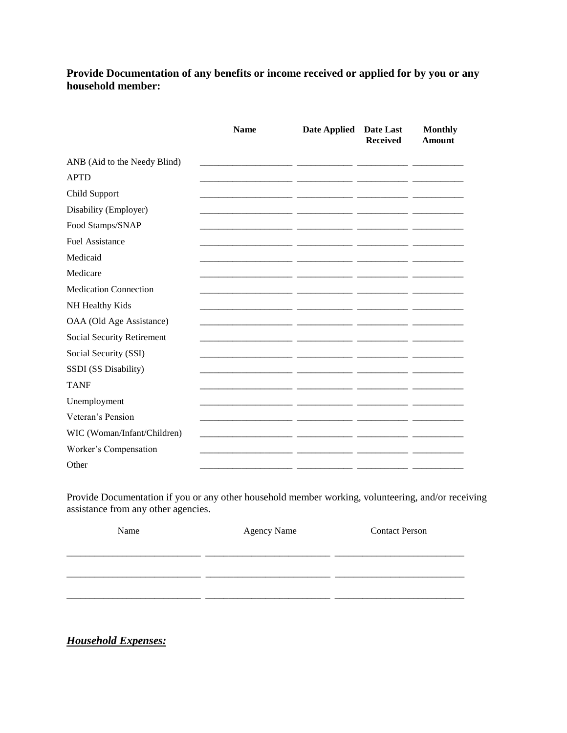**Provide Documentation of any benefits or income received or applied for by you or any household member:**

| | Name | Date Applied | Date Last Received | Monthly Amount |
|---|---|---|---|---|
| ANB (Aid to the Needy Blind) | | | | |
| APTD | | | | |
| Child Support | | | | |
| Disability (Employer) | | | | |
| Food Stamps/SNAP | | | | |
| Fuel Assistance | | | | |
| Medicaid | | | | |
| Medicare | | | | |
| Medication Connection | | | | |
| NH Healthy Kids | | | | |
| OAA (Old Age Assistance) | | | | |
| Social Security Retirement | | | | |
| Social Security (SSI) | | | | |
| SSDI (SS Disability) | | | | |
| TANF | | | | |
| Unemployment | | | | |
| Veteran's Pension | | | | |
| WIC (Woman/Infant/Children) | | | | |
| Worker's Compensation | | | | |
| Other | | | | |

Provide Documentation if you or any other household member working, volunteering, and/or receiving assistance from any other agencies.

| Name | Agency Name | Contact Person |
|---|---|---|
| | | |
| | | |
| | | |

***Household Expenses:***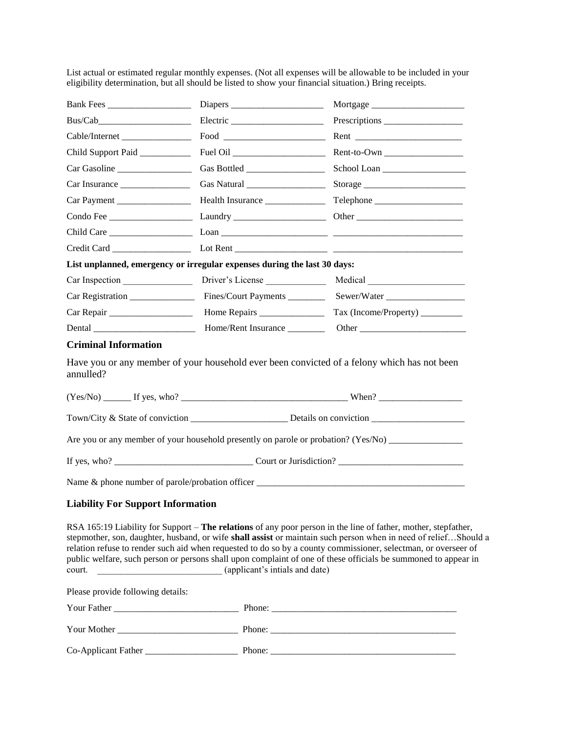List actual or estimated regular monthly expenses. (Not all expenses will be allowable to be included in your eligibility determination, but all should be listed to show your financial situation.) Bring receipts.

| | | |
|---|---|---|
| Bank Fees __________________ | Diapers ____________________ | Mortgage ____________________ |
| Bus/Cab____________________ | Electric ____________________ | Prescriptions _________________ |
| Cable/Internet _______________ | Food ______________________ | Rent _______________________ |
| Child Support Paid ___________ | Fuel Oil ____________________ | Rent-to-Own _________________ |
| Car Gasoline ________________ | Gas Bottled _________________ | School Loan __________________ |
| Car Insurance _______________ | Gas Natural _________________ | Storage ______________________ |
| Car Payment ________________ | Health Insurance _____________ | Telephone ___________________ |
| Condo Fee __________________ | Laundry ____________________ | Other _______________________ |
| Child Care __________________ | Loan _______________________ | ___________________________ |
| Credit Card _________________ | Lot Rent ____________________ | ___________________________ |

**List unplanned, emergency or irregular expenses during the last 30 days:**

| | | |
|---|---|---|
| Car Inspection _______________ | Driver's License _____________ | Medical _____________________ |
| Car Registration ______________ | Fines/Court Payments ________ | Sewer/Water _________________ |
| Car Repair __________________ | Home Repairs ______________ | Tax (Income/Property) _________ |
| Dental ______________________ | Home/Rent Insurance ________ | Other _______________________ |

### Criminal Information

Have you or any member of your household ever been convicted of a felony which has not been annulled?

(Yes/No) ______ If yes, who? ____________________________________ When? __________________

Town/City & State of conviction _____________________ Details on conviction ____________________

Are you or any member of your household presently on parole or probation? (Yes/No) ________________

If yes, who? ______________________________ Court or Jurisdiction? ___________________________

Name & phone number of parole/probation officer ______________________________________________

### Liability For Support Information

RSA 165:19 Liability for Support – **The relations** of any poor person in the line of father, mother, stepfather, stepmother, son, daughter, husband, or wife **shall assist** or maintain such person when in need of relief…Should a relation refuse to render such aid when requested to do so by a county commissioner, selectman, or overseer of public welfare, such person or persons shall upon complaint of one of these officials be summoned to appear in court. ___________________________ (applicant's intials and date)

Please provide following details:

Your Father ___________________________ Phone: ________________________________________

Your Mother __________________________ Phone: ________________________________________

Co-Applicant Father ____________________ Phone: ________________________________________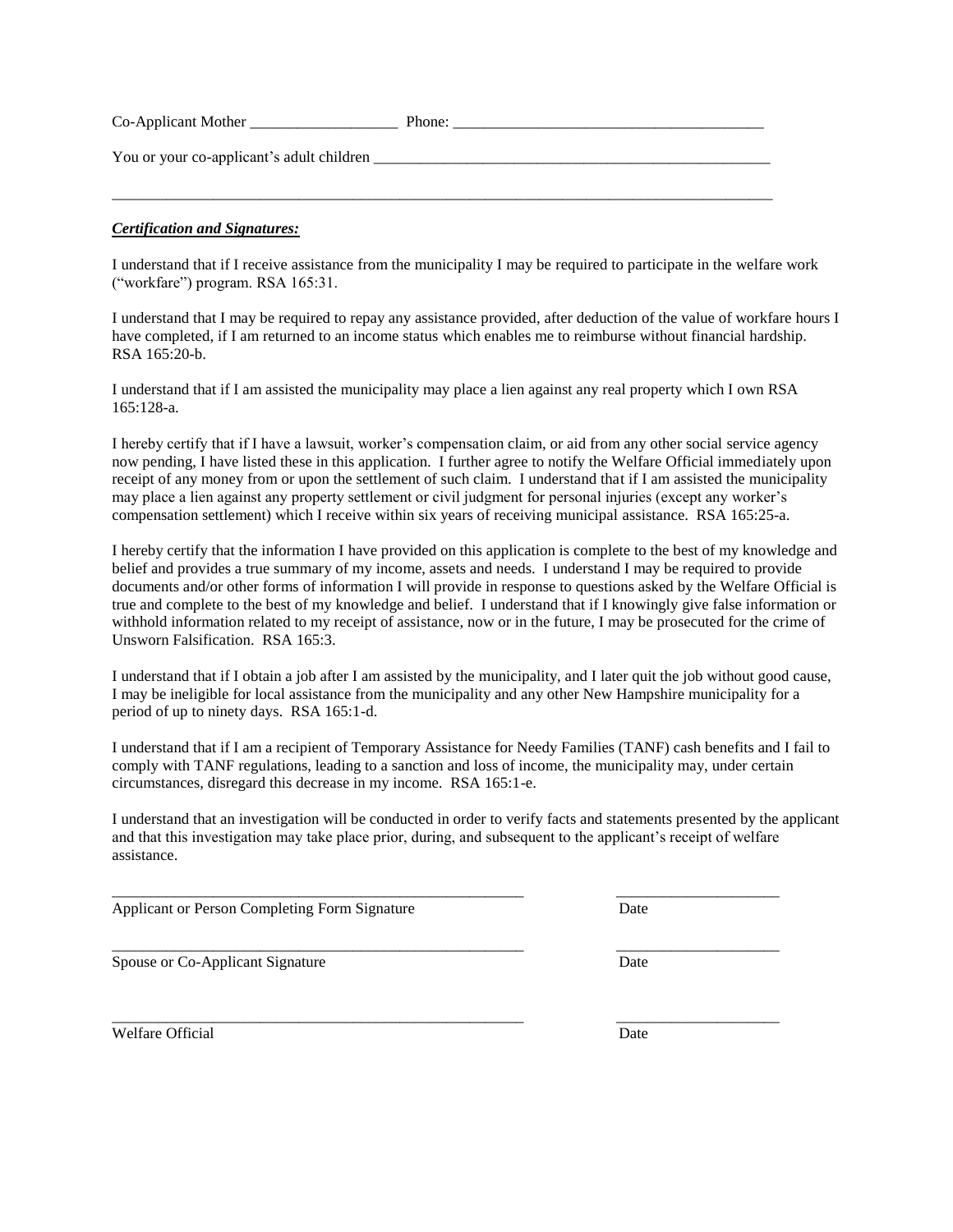Co-Applicant Mother ___________________ Phone: ________________________________________

You or your co-applicant's adult children _____________________________________________________

_________________________________________________________________________________________

***Certification and Signatures:***

I understand that if I receive assistance from the municipality I may be required to participate in the welfare work ("workfare") program. RSA 165:31.

I understand that I may be required to repay any assistance provided, after deduction of the value of workfare hours I have completed, if I am returned to an income status which enables me to reimburse without financial hardship. RSA 165:20-b.

I understand that if I am assisted the municipality may place a lien against any real property which I own RSA 165:128-a.

I hereby certify that if I have a lawsuit, worker's compensation claim, or aid from any other social service agency now pending, I have listed these in this application. I further agree to notify the Welfare Official immediately upon receipt of any money from or upon the settlement of such claim. I understand that if I am assisted the municipality may place a lien against any property settlement or civil judgment for personal injuries (except any worker's compensation settlement) which I receive within six years of receiving municipal assistance. RSA 165:25-a.

I hereby certify that the information I have provided on this application is complete to the best of my knowledge and belief and provides a true summary of my income, assets and needs. I understand I may be required to provide documents and/or other forms of information I will provide in response to questions asked by the Welfare Official is true and complete to the best of my knowledge and belief. I understand that if I knowingly give false information or withhold information related to my receipt of assistance, now or in the future, I may be prosecuted for the crime of Unsworn Falsification. RSA 165:3.

I understand that if I obtain a job after I am assisted by the municipality, and I later quit the job without good cause, I may be ineligible for local assistance from the municipality and any other New Hampshire municipality for a period of up to ninety days. RSA 165:1-d.

I understand that if I am a recipient of Temporary Assistance for Needy Families (TANF) cash benefits and I fail to comply with TANF regulations, leading to a sanction and loss of income, the municipality may, under certain circumstances, disregard this decrease in my income. RSA 165:1-e.

I understand that an investigation will be conducted in order to verify facts and statements presented by the applicant and that this investigation may take place prior, during, and subsequent to the applicant's receipt of welfare assistance.

_______________________________________________________ _____________________

Applicant or Person Completing Form Signature Date

_______________________________________________________ _____________________

Spouse or Co-Applicant Signature Date

_______________________________________________________ _____________________

Welfare Official Date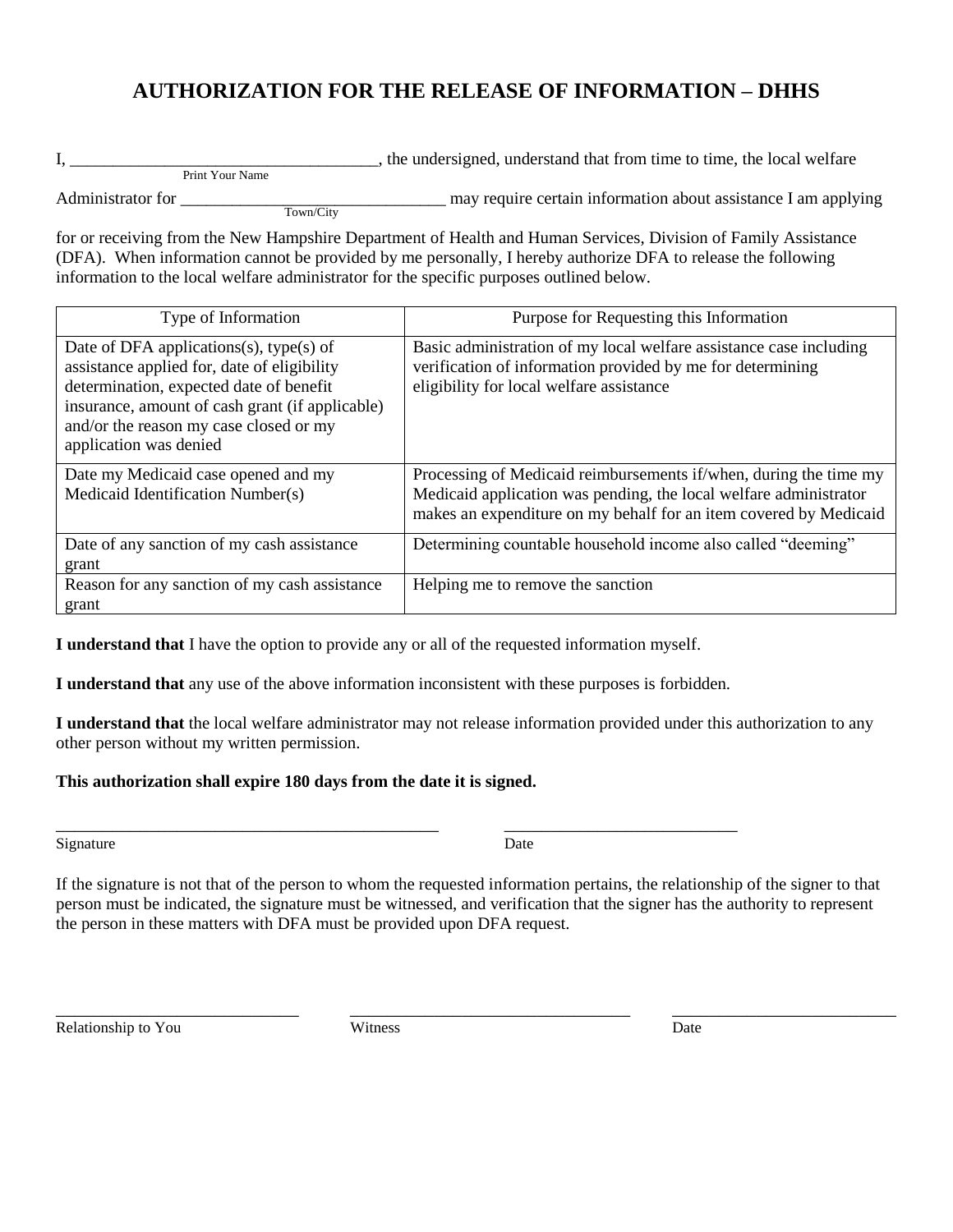# AUTHORIZATION FOR THE RELEASE OF INFORMATION – DHHS

I, ___________________________________, the undersigned, understand that from time to time, the local welfare
Print Your Name

Administrator for ______________________________ may require certain information about assistance I am applying
Town/City

for or receiving from the New Hampshire Department of Health and Human Services, Division of Family Assistance (DFA). When information cannot be provided by me personally, I hereby authorize DFA to release the following information to the local welfare administrator for the specific purposes outlined below.

| Type of Information | Purpose for Requesting this Information |
|---|---|
| Date of DFA applications(s), type(s) of assistance applied for, date of eligibility determination, expected date of benefit insurance, amount of cash grant (if applicable) and/or the reason my case closed or my application was denied | Basic administration of my local welfare assistance case including verification of information provided by me for determining eligibility for local welfare assistance |
| Date my Medicaid case opened and my Medicaid Identification Number(s) | Processing of Medicaid reimbursements if/when, during the time my Medicaid application was pending, the local welfare administrator makes an expenditure on my behalf for an item covered by Medicaid |
| Date of any sanction of my cash assistance grant | Determining countable household income also called "deeming" |
| Reason for any sanction of my cash assistance grant | Helping me to remove the sanction |

**I understand that** I have the option to provide any or all of the requested information myself.

**I understand that** any use of the above information inconsistent with these purposes is forbidden.

**I understand that** the local welfare administrator may not release information provided under this authorization to any other person without my written permission.

**This authorization shall expire 180 days from the date it is signed.**

_______________________________________________ ____________________________
Signature Date

If the signature is not that of the person to whom the requested information pertains, the relationship of the signer to that person must be indicated, the signature must be witnessed, and verification that the signer has the authority to represent the person in these matters with DFA must be provided upon DFA request.

______________________________ __________________________________ ___________________________
Relationship to You Witness Date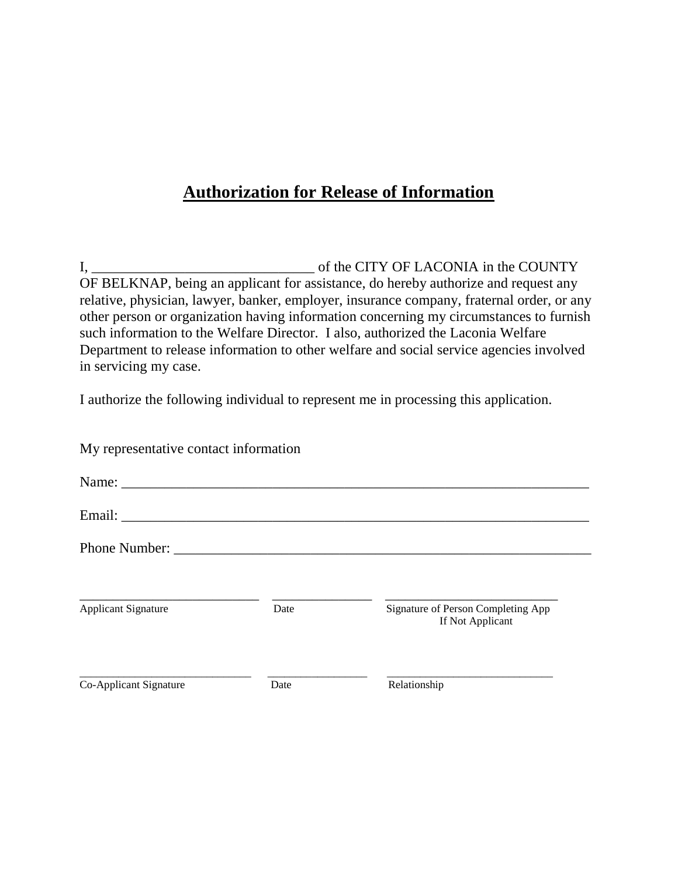# Authorization for Release of Information

I, _______________________________ of the CITY OF LACONIA in the COUNTY OF BELKNAP, being an applicant for assistance, do hereby authorize and request any relative, physician, lawyer, banker, employer, insurance company, fraternal order, or any other person or organization having information concerning my circumstances to furnish such information to the Welfare Director. I also, authorized the Laconia Welfare Department to release information to other welfare and social service agencies involved in servicing my case.

I authorize the following individual to represent me in processing this application.

My representative contact information

Name: _________________________________________________________________

Email: _________________________________________________________________

Phone Number: __________________________________________________________

____________________________ _______________ ___________________________
Applicant Signature Date Signature of Person Completing App If Not Applicant

____________________________ _______________ ___________________________
Co-Applicant Signature Date Relationship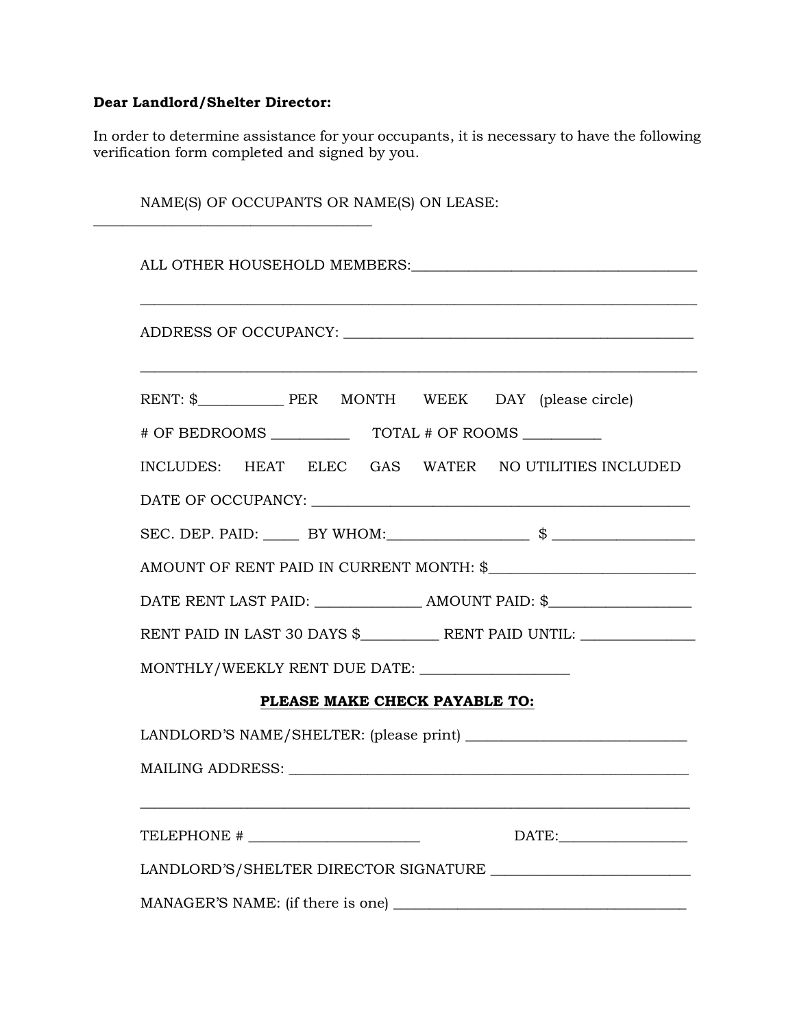**Dear Landlord/Shelter Director:**

In order to determine assistance for your occupants, it is necessary to have the following verification form completed and signed by you.

NAME(S) OF OCCUPANTS OR NAME(S) ON LEASE: ______________________________________

ALL OTHER HOUSEHOLD MEMBERS:______________________________________

______________________________________________________________________

ADDRESS OF OCCUPANCY: ______________________________________________

______________________________________________________________________

RENT: $___________ PER MONTH WEEK DAY (please circle)

# OF BEDROOMS __________ TOTAL # OF ROOMS __________

INCLUDES: HEAT ELEC GAS WATER NO UTILITIES INCLUDED

DATE OF OCCUPANCY: ______________________________________________

SEC. DEP. PAID: _____ BY WHOM:__________________ $ __________________

AMOUNT OF RENT PAID IN CURRENT MONTH: $__________________________

DATE RENT LAST PAID: ______________ AMOUNT PAID: $__________________

RENT PAID IN LAST 30 DAYS $__________ RENT PAID UNTIL: ______________

MONTHLY/WEEKLY RENT DUE DATE: ____________________

**<u>PLEASE MAKE CHECK PAYABLE TO:</u>**

LANDLORD'S NAME/SHELTER: (please print) ______________________________

MAILING ADDRESS: ______________________________________________________

______________________________________________________________________

TELEPHONE # _______________________ DATE:_________________

LANDLORD'S/SHELTER DIRECTOR SIGNATURE ___________________________

MANAGER'S NAME: (if there is one) ______________________________________